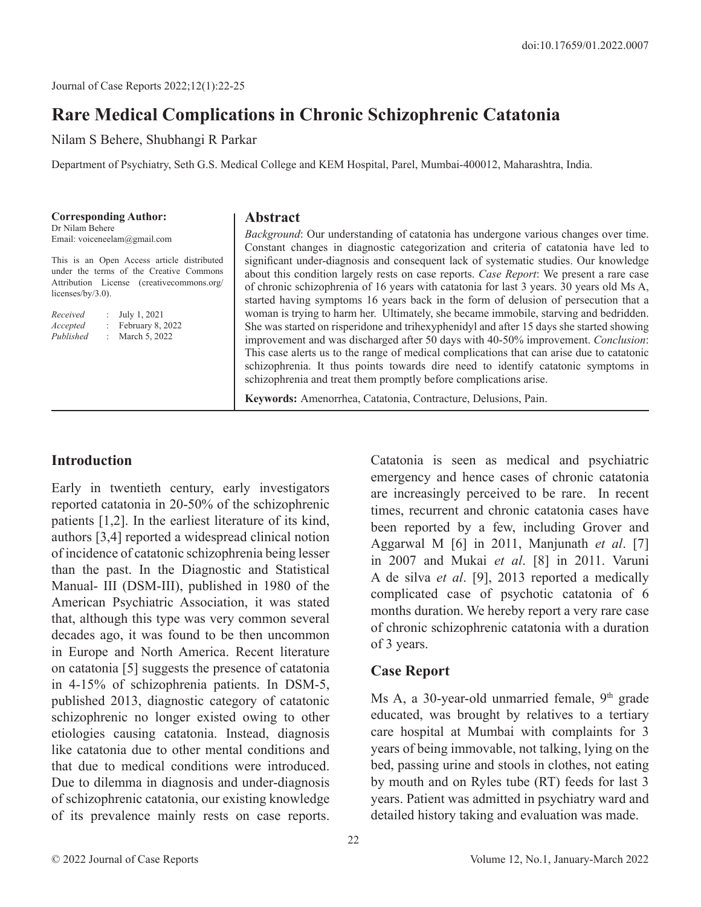doi:10.17659/01.2022.0007

# Rare Medical Complications in Chronic Schizophrenic Catatonia

Nilam S Behere, Shubhangi R Parkar

Department of Psychiatry, Seth G.S. Medical College and KEM Hospital, Parel, Mumbai-400012, Maharashtra, India.

**Corresponding Author:**
Dr Nilam Behere
Email: voiceneelam@gmail.com

This is an Open Access article distributed under the terms of the Creative Commons Attribution License (creativecommons.org/licenses/by/3.0).

*Received* : July 1, 2021
*Accepted* : February 8, 2022
*Published* : March 5, 2022

## Abstract

*Background*: Our understanding of catatonia has undergone various changes over time. Constant changes in diagnostic categorization and criteria of catatonia have led to significant under-diagnosis and consequent lack of systematic studies. Our knowledge about this condition largely rests on case reports. *Case Report*: We present a rare case of chronic schizophrenia of 16 years with catatonia for last 3 years. 30 years old Ms A, started having symptoms 16 years back in the form of delusion of persecution that a woman is trying to harm her. Ultimately, she became immobile, starving and bedridden. She was started on risperidone and trihexyphenidyl and after 15 days she started showing improvement and was discharged after 50 days with 40-50% improvement. *Conclusion*: This case alerts us to the range of medical complications that can arise due to catatonic schizophrenia. It thus points towards dire need to identify catatonic symptoms in schizophrenia and treat them promptly before complications arise.

**Keywords:** Amenorrhea, Catatonia, Contracture, Delusions, Pain.

## Introduction

Early in twentieth century, early investigators reported catatonia in 20-50% of the schizophrenic patients [1,2]. In the earliest literature of its kind, authors [3,4] reported a widespread clinical notion of incidence of catatonic schizophrenia being lesser than the past. In the Diagnostic and Statistical Manual- III (DSM-III), published in 1980 of the American Psychiatric Association, it was stated that, although this type was very common several decades ago, it was found to be then uncommon in Europe and North America. Recent literature on catatonia [5] suggests the presence of catatonia in 4-15% of schizophrenia patients. In DSM-5, published 2013, diagnostic category of catatonic schizophrenic no longer existed owing to other etiologies causing catatonia. Instead, diagnosis like catatonia due to other mental conditions and that due to medical conditions were introduced. Due to dilemma in diagnosis and under-diagnosis of schizophrenic catatonia, our existing knowledge of its prevalence mainly rests on case reports. Catatonia is seen as medical and psychiatric emergency and hence cases of chronic catatonia are increasingly perceived to be rare. In recent times, recurrent and chronic catatonia cases have been reported by a few, including Grover and Aggarwal M [6] in 2011, Manjunath *et al*. [7] in 2007 and Mukai *et al*. [8] in 2011. Varuni A de silva *et al*. [9], 2013 reported a medically complicated case of psychotic catatonia of 6 months duration. We hereby report a very rare case of chronic schizophrenic catatonia with a duration of 3 years.

## Case Report

Ms A, a 30-year-old unmarried female, 9th grade educated, was brought by relatives to a tertiary care hospital at Mumbai with complaints for 3 years of being immovable, not talking, lying on the bed, passing urine and stools in clothes, not eating by mouth and on Ryles tube (RT) feeds for last 3 years. Patient was admitted in psychiatry ward and detailed history taking and evaluation was made.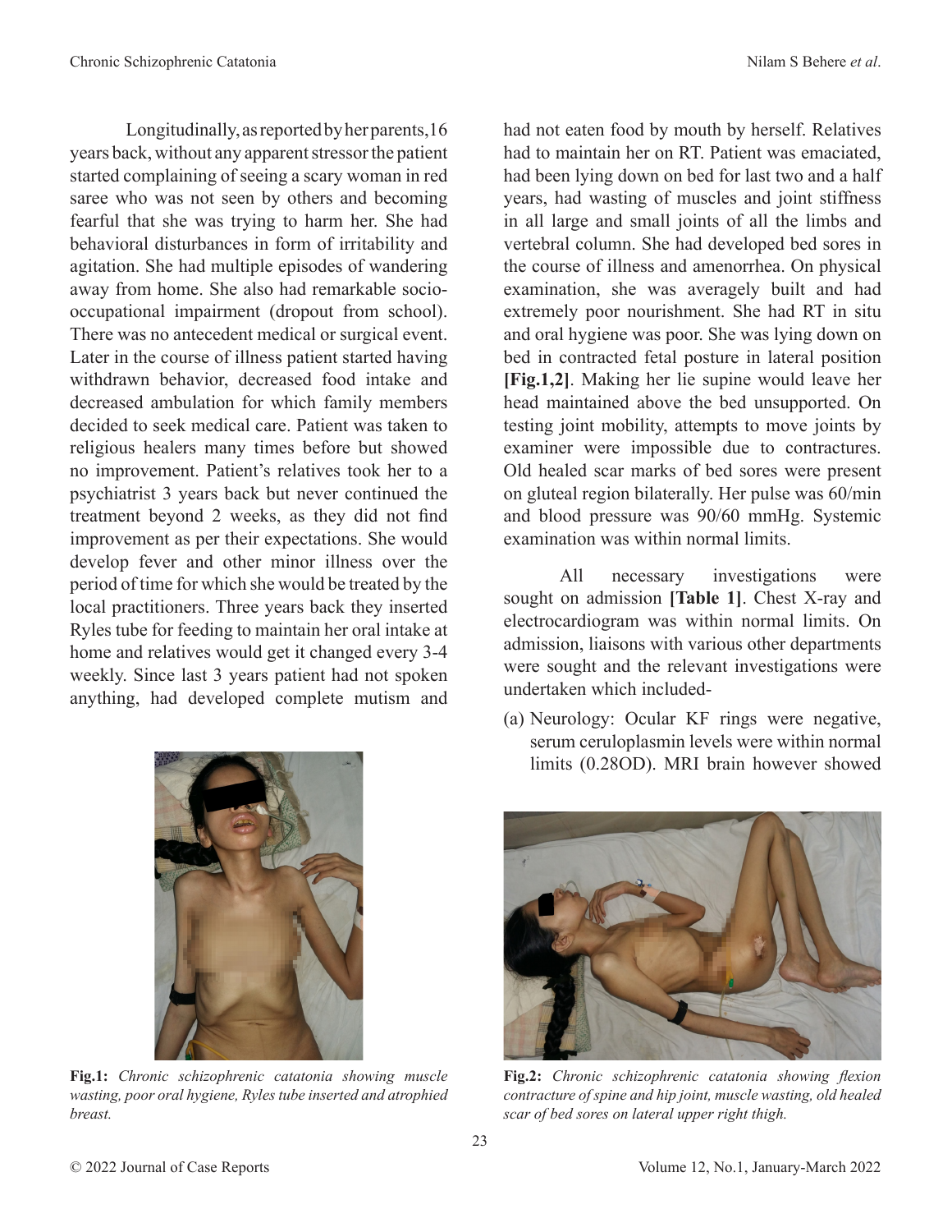Longitudinally, as reported by her parents, 16 years back, without any apparent stressor the patient started complaining of seeing a scary woman in red saree who was not seen by others and becoming fearful that she was trying to harm her. She had behavioral disturbances in form of irritability and agitation. She had multiple episodes of wandering away from home. She also had remarkable socio-occupational impairment (dropout from school). There was no antecedent medical or surgical event. Later in the course of illness patient started having withdrawn behavior, decreased food intake and decreased ambulation for which family members decided to seek medical care. Patient was taken to religious healers many times before but showed no improvement. Patient's relatives took her to a psychiatrist 3 years back but never continued the treatment beyond 2 weeks, as they did not find improvement as per their expectations. She would develop fever and other minor illness over the period of time for which she would be treated by the local practitioners. Three years back they inserted Ryles tube for feeding to maintain her oral intake at home and relatives would get it changed every 3-4 weekly. Since last 3 years patient had not spoken anything, had developed complete mutism and had not eaten food by mouth by herself. Relatives had to maintain her on RT. Patient was emaciated, had been lying down on bed for last two and a half years, had wasting of muscles and joint stiffness in all large and small joints of all the limbs and vertebral column. She had developed bed sores in the course of illness and amenorrhea. On physical examination, she was averagely built and had extremely poor nourishment. She had RT in situ and oral hygiene was poor. She was lying down on bed in contracted fetal posture in lateral position **[Fig.1,2]**. Making her lie supine would leave her head maintained above the bed unsupported. On testing joint mobility, attempts to move joints by examiner were impossible due to contractures. Old healed scar marks of bed sores were present on gluteal region bilaterally. Her pulse was 60/min and blood pressure was 90/60 mmHg. Systemic examination was within normal limits.

**Fig.1:** *Chronic schizophrenic catatonia showing muscle wasting, poor oral hygiene, Ryles tube inserted and atrophied breast.*

All necessary investigations were sought on admission **[Table 1]**. Chest X-ray and electrocardiogram was within normal limits. On admission, liaisons with various other departments were sought and the relevant investigations were undertaken which included-

(a) Neurology: Ocular KF rings were negative, serum ceruloplasmin levels were within normal limits (0.28OD). MRI brain however showed

**Fig.2:** *Chronic schizophrenic catatonia showing flexion contracture of spine and hip joint, muscle wasting, old healed scar of bed sores on lateral upper right thigh.*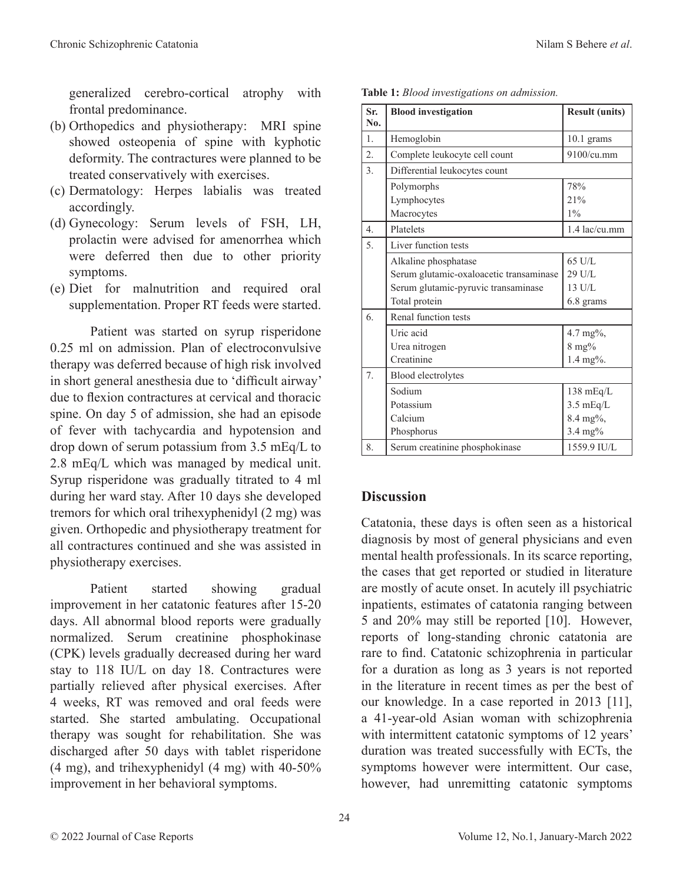generalized cerebro-cortical atrophy with frontal predominance.

(b) Orthopedics and physiotherapy: MRI spine showed osteopenia of spine with kyphotic deformity. The contractures were planned to be treated conservatively with exercises.

(c) Dermatology: Herpes labialis was treated accordingly.

(d) Gynecology: Serum levels of FSH, LH, prolactin were advised for amenorrhea which were deferred then due to other priority symptoms.

(e) Diet for malnutrition and required oral supplementation. Proper RT feeds were started.

Patient was started on syrup risperidone 0.25 ml on admission. Plan of electroconvulsive therapy was deferred because of high risk involved in short general anesthesia due to 'difficult airway' due to flexion contractures at cervical and thoracic spine. On day 5 of admission, she had an episode of fever with tachycardia and hypotension and drop down of serum potassium from 3.5 mEq/L to 2.8 mEq/L which was managed by medical unit. Syrup risperidone was gradually titrated to 4 ml during her ward stay. After 10 days she developed tremors for which oral trihexyphenidyl (2 mg) was given. Orthopedic and physiotherapy treatment for all contractures continued and she was assisted in physiotherapy exercises.

Patient started showing gradual improvement in her catatonic features after 15-20 days. All abnormal blood reports were gradually normalized. Serum creatinine phosphokinase (CPK) levels gradually decreased during her ward stay to 118 IU/L on day 18. Contractures were partially relieved after physical exercises. After 4 weeks, RT was removed and oral feeds were started. She started ambulating. Occupational therapy was sought for rehabilitation. She was discharged after 50 days with tablet risperidone (4 mg), and trihexyphenidyl (4 mg) with 40-50% improvement in her behavioral symptoms.

**Table 1:** *Blood investigations on admission.*

| Sr. No. | Blood investigation | Result (units) |
|---|---|---|
| 1. | Hemoglobin | 10.1 grams |
| 2. | Complete leukocyte cell count | 9100/cu.mm |
| 3. | Differential leukocytes count | |
| | Polymorphs | 78% |
| | Lymphocytes | 21% |
| | Macrocytes | 1% |
| 4. | Platelets | 1.4 lac/cu.mm |
| 5. | Liver function tests | |
| | Alkaline phosphatase | 65 U/L |
| | Serum glutamic-oxaloacetic transaminase | 29 U/L |
| | Serum glutamic-pyruvic transaminase | 13 U/L |
| | Total protein | 6.8 grams |
| 6. | Renal function tests | |
| | Uric acid | 4.7 mg%, |
| | Urea nitrogen | 8 mg% |
| | Creatinine | 1.4 mg%. |
| 7. | Blood electrolytes | |
| | Sodium | 138 mEq/L |
| | Potassium | 3.5 mEq/L |
| | Calcium | 8.4 mg%, |
| | Phosphorus | 3.4 mg% |
| 8. | Serum creatinine phosphokinase | 1559.9 IU/L |

## Discussion

Catatonia, these days is often seen as a historical diagnosis by most of general physicians and even mental health professionals. In its scarce reporting, the cases that get reported or studied in literature are mostly of acute onset. In acutely ill psychiatric inpatients, estimates of catatonia ranging between 5 and 20% may still be reported [10]. However, reports of long-standing chronic catatonia are rare to find. Catatonic schizophrenia in particular for a duration as long as 3 years is not reported in the literature in recent times as per the best of our knowledge. In a case reported in 2013 [11], a 41-year-old Asian woman with schizophrenia with intermittent catatonic symptoms of 12 years' duration was treated successfully with ECTs, the symptoms however were intermittent. Our case, however, had unremitting catatonic symptoms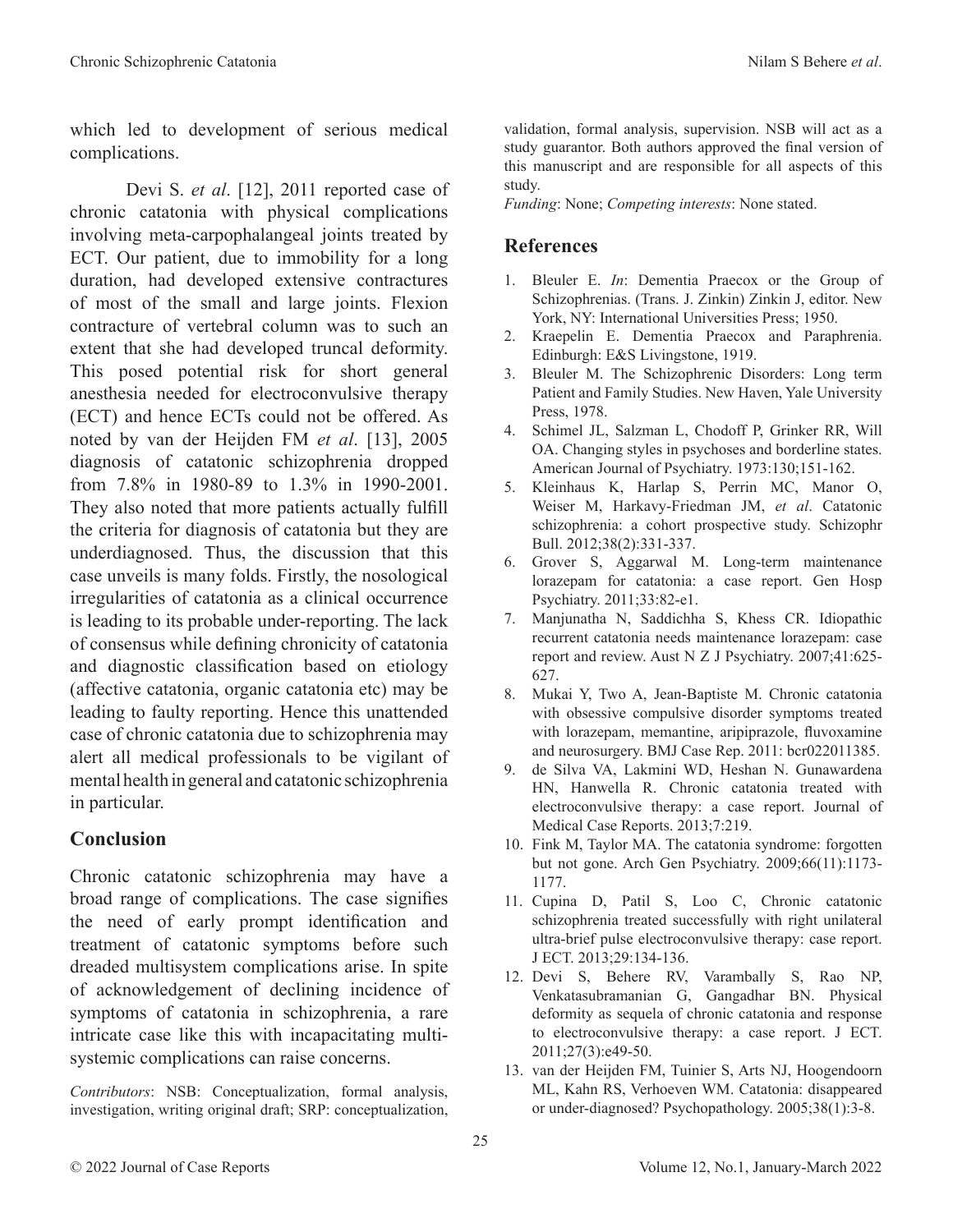which led to development of serious medical complications.

Devi S. *et al*. [12], 2011 reported case of chronic catatonia with physical complications involving meta-carpophalangeal joints treated by ECT. Our patient, due to immobility for a long duration, had developed extensive contractures of most of the small and large joints. Flexion contracture of vertebral column was to such an extent that she had developed truncal deformity. This posed potential risk for short general anesthesia needed for electroconvulsive therapy (ECT) and hence ECTs could not be offered. As noted by van der Heijden FM *et al*. [13], 2005 diagnosis of catatonic schizophrenia dropped from 7.8% in 1980-89 to 1.3% in 1990-2001. They also noted that more patients actually fulfill the criteria for diagnosis of catatonia but they are underdiagnosed. Thus, the discussion that this case unveils is many folds. Firstly, the nosological irregularities of catatonia as a clinical occurrence is leading to its probable under-reporting. The lack of consensus while defining chronicity of catatonia and diagnostic classification based on etiology (affective catatonia, organic catatonia etc) may be leading to faulty reporting. Hence this unattended case of chronic catatonia due to schizophrenia may alert all medical professionals to be vigilant of mental health in general and catatonic schizophrenia in particular.

## Conclusion

Chronic catatonic schizophrenia may have a broad range of complications. The case signifies the need of early prompt identification and treatment of catatonic symptoms before such dreaded multisystem complications arise. In spite of acknowledgement of declining incidence of symptoms of catatonia in schizophrenia, a rare intricate case like this with incapacitating multi-systemic complications can raise concerns.

*Contributors*: NSB: Conceptualization, formal analysis, investigation, writing original draft; SRP: conceptualization, validation, formal analysis, supervision. NSB will act as a study guarantor. Both authors approved the final version of this manuscript and are responsible for all aspects of this study.

*Funding*: None; *Competing interests*: None stated.

## References

1. Bleuler E. *In*: Dementia Praecox or the Group of Schizophrenias. (Trans. J. Zinkin) Zinkin J, editor. New York, NY: International Universities Press; 1950.
2. Kraepelin E. Dementia Praecox and Paraphrenia. Edinburgh: E&S Livingstone, 1919.
3. Bleuler M. The Schizophrenic Disorders: Long term Patient and Family Studies. New Haven, Yale University Press, 1978.
4. Schimel JL, Salzman L, Chodoff P, Grinker RR, Will OA. Changing styles in psychoses and borderline states. American Journal of Psychiatry. 1973:130;151-162.
5. Kleinhaus K, Harlap S, Perrin MC, Manor O, Weiser M, Harkavy-Friedman JM, *et al*. Catatonic schizophrenia: a cohort prospective study. Schizophr Bull. 2012;38(2):331-337.
6. Grover S, Aggarwal M. Long-term maintenance lorazepam for catatonia: a case report. Gen Hosp Psychiatry. 2011;33:82-e1.
7. Manjunatha N, Saddichha S, Khess CR. Idiopathic recurrent catatonia needs maintenance lorazepam: case report and review. Aust N Z J Psychiatry. 2007;41:625-627.
8. Mukai Y, Two A, Jean-Baptiste M. Chronic catatonia with obsessive compulsive disorder symptoms treated with lorazepam, memantine, aripiprazole, fluvoxamine and neurosurgery. BMJ Case Rep. 2011: bcr022011385.
9. de Silva VA, Lakmini WD, Heshan N. Gunawardena HN, Hanwella R. Chronic catatonia treated with electroconvulsive therapy: a case report. Journal of Medical Case Reports. 2013;7:219.
10. Fink M, Taylor MA. The catatonia syndrome: forgotten but not gone. Arch Gen Psychiatry. 2009;66(11):1173-1177.
11. Cupina D, Patil S, Loo C, Chronic catatonic schizophrenia treated successfully with right unilateral ultra-brief pulse electroconvulsive therapy: case report. J ECT. 2013;29:134-136.
12. Devi S, Behere RV, Varambally S, Rao NP, Venkatasubramanian G, Gangadhar BN. Physical deformity as sequela of chronic catatonia and response to electroconvulsive therapy: a case report. J ECT. 2011;27(3):e49-50.
13. van der Heijden FM, Tuinier S, Arts NJ, Hoogendoorn ML, Kahn RS, Verhoeven WM. Catatonia: disappeared or under-diagnosed? Psychopathology. 2005;38(1):3-8.